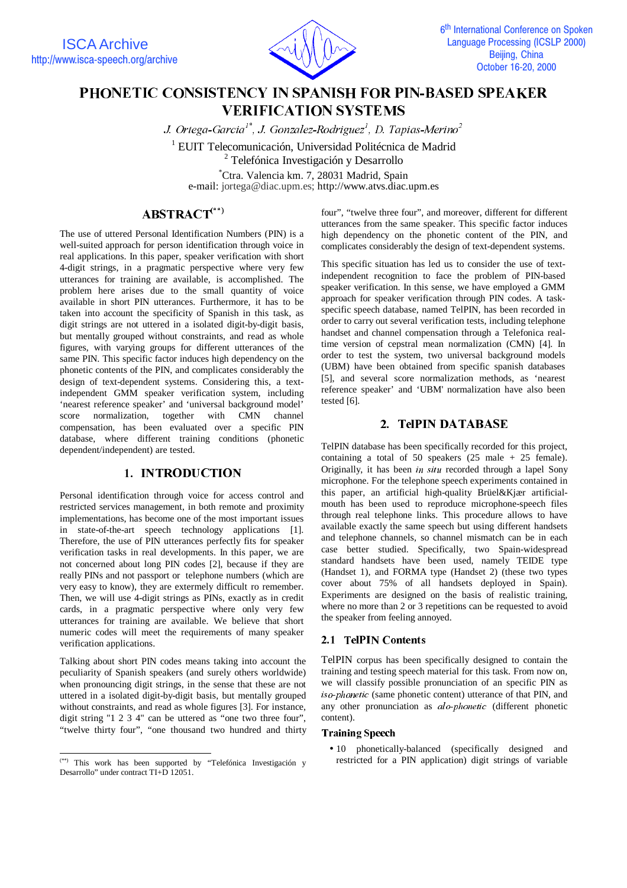# PHONETIC CONSISTENCY IN SPANISH FOR PIN-BASED SPEAKER VERIFICATION SYSTEMS

*J. Ortega-Garcia[1*], J. Gonzalez-Rodriguez[1], D. Tapias-Merino[2]*

[1] EUIT Telecomunicación, Universidad Politécnica de Madrid
[2] Telefónica Investigación y Desarrollo
[*]Ctra. Valencia km. 7, 28031 Madrid, Spain
e-mail: jortega@diac.upm.es; http://www.atvs.diac.upm.es

## ABSTRACT[(**)]

The use of uttered Personal Identification Numbers (PIN) is a well-suited approach for person identification through voice in real applications. In this paper, speaker verification with short 4-digit strings, in a pragmatic perspective where very few utterances for training are available, is accomplished. The problem here arises due to the small quantity of voice available in short PIN utterances. Furthermore, it has to be taken into account the specificity of Spanish in this task, as digit strings are not uttered in a isolated digit-by-digit basis, but mentally grouped without constraints, and read as whole figures, with varying groups for different utterances of the same PIN. This specific factor induces high dependency on the phonetic contents of the PIN, and complicates considerably the design of text-dependent systems. Considering this, a text-independent GMM speaker verification system, including 'nearest reference speaker' and 'universal background model' score normalization, together with CMN channel compensation, has been evaluated over a specific PIN database, where different training conditions (phonetic dependent/independent) are tested.

## 1. INTRODUCTION

Personal identification through voice for access control and restricted services management, in both remote and proximity implementations, has become one of the most important issues in state-of-the-art speech technology applications [1]. Therefore, the use of PIN utterances perfectly fits for speaker verification tasks in real developments. In this paper, we are not concerned about long PIN codes [2], because if they are really PINs and not passport or telephone numbers (which are very easy to know), they are extermely difficult rro remember. Then, we will use 4-digit strings as PINs, exactly as in credit cards, in a pragmatic perspective where only very few utterances for training are available. We believe that short numeric codes will meet the requirements of many speaker verification applications.

Talking about short PIN codes means taking into account the peculiarity of Spanish speakers (and surely others worldwide) when pronouncing digit strings, in the sense that these are not uttered in a isolated digit-by-digit basis, but mentally grouped without constraints, and read as whole figures [3]. For instance, digit string "1 2 3 4" can be uttered as "one two three four", "twelve thirty four", "one thousand two hundred and thirty four", "twelve three four", and moreover, different for different utterances from the same speaker. This specific factor induces high dependency on the phonetic content of the PIN, and complicates considerably the design of text-dependent systems.

This specific situation has led us to consider the use of text-independent recognition to face the problem of PIN-based speaker verification. In this sense, we have employed a GMM approach for speaker verification through PIN codes. A task-specific speech database, named TelPIN, has been recorded in order to carry out several verification tests, including telephone handset and channel compensation through a Telefonica real-time version of cepstral mean normalization (CMN) [4]. In order to test the system, two universal background models (UBM) have been obtained from specific spanish databases [5], and several score normalization methods, as 'nearest reference speaker' and 'UBM' normalization have also been tested [6].

## 2. TelPIN DATABASE

TelPIN database has been specifically recorded for this project, containing a total of 50 speakers (25 male + 25 female). Originally, it has been *in situ* recorded through a lapel Sony microphone. For the telephone speech experiments contained in this paper, an artificial high-quality Brüel&Kjær artificial-mouth has been used to reproduce microphone-speech files through real telephone links. This procedure allows to have available exactly the same speech but using different handsets and telephone channels, so channel mismatch can be in each case better studied. Specifically, two Spain-widespread standard handsets have been used, namely TEIDE type (Handset 1), and FORMA type (Handset 2) (these two types cover about 75% of all handsets deployed in Spain). Experiments are designed on the basis of realistic training, where no more than 2 or 3 repetitions can be requested to avoid the speaker from feeling annoyed.

### 2.1 TelPIN Contents

TelPIN corpus has been specifically designed to contain the training and testing speech material for this task. From now on, we will classify possible pronunciation of an specific PIN as *iso-phonetic* (same phonetic content) utterance of that PIN, and any other pronunciation as *alo-phonetic* (different phonetic content).

**Training Speech**

- 10 phonetically-balanced (specifically designed and restricted for a PIN application) digit strings of variable

---

(**) This work has been supported by "Telefónica Investigación y Desarrollo" under contract TI+D 12051.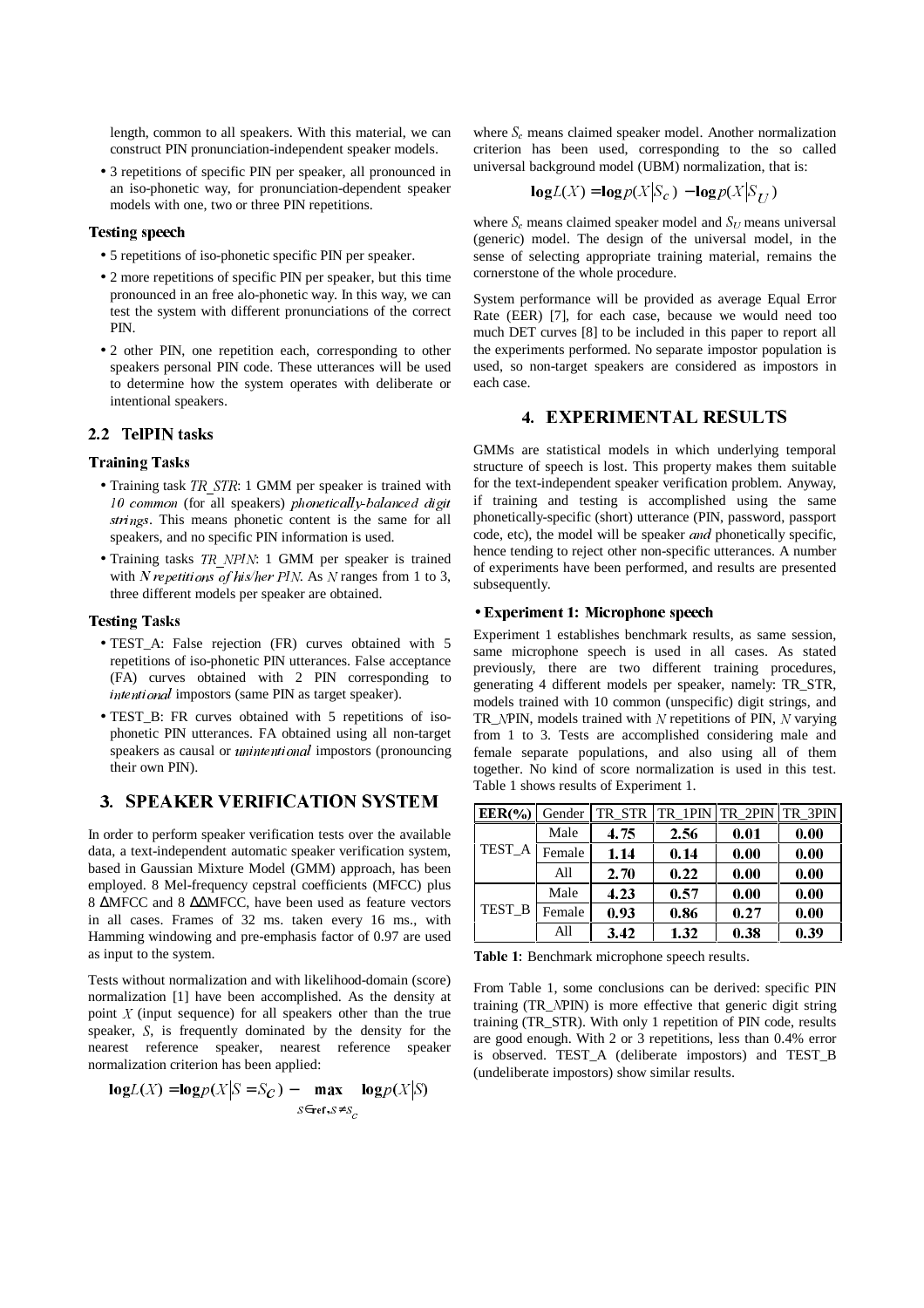length, common to all speakers. With this material, we can construct PIN pronunciation-independent speaker models.

- 3 repetitions of specific PIN per speaker, all pronounced in an iso-phonetic way, for pronunciation-dependent speaker models with one, two or three PIN repetitions.

### Testing speech

- 5 repetitions of iso-phonetic specific PIN per speaker.
- 2 more repetitions of specific PIN per speaker, but this time pronounced in an free alo-phonetic way. In this way, we can test the system with different pronunciations of the correct PIN.
- 2 other PIN, one repetition each, corresponding to other speakers personal PIN code. These utterances will be used to determine how the system operates with deliberate or intentional speakers.

## 2.2 TelPIN tasks

### Training Tasks

- Training task *TR_STR*: 1 GMM per speaker is trained with *10 common* (for all speakers) *phonetically-balanced digit strings*. This means phonetic content is the same for all speakers, and no specific PIN information is used.
- Training tasks *TR_NPIN*: 1 GMM per speaker is trained with *N repetitions of his/her PIN*. As *N* ranges from 1 to 3, three different models per speaker are obtained.

### Testing Tasks

- TEST_A: False rejection (FR) curves obtained with 5 repetitions of iso-phonetic PIN utterances. False acceptance (FA) curves obtained with 2 PIN corresponding to *intentional* impostors (same PIN as target speaker).
- TEST_B: FR curves obtained with 5 repetitions of iso-phonetic PIN utterances. FA obtained using all non-target speakers as causal or *unintentional* impostors (pronouncing their own PIN).

# 3. SPEAKER VERIFICATION SYSTEM

In order to perform speaker verification tests over the available data, a text-independent automatic speaker verification system, based in Gaussian Mixture Model (GMM) approach, has been employed. 8 Mel-frequency cepstral coefficients (MFCC) plus 8 ΔMFCC and 8 ΔΔMFCC, have been used as feature vectors in all cases. Frames of 32 ms. taken every 16 ms., with Hamming windowing and pre-emphasis factor of 0.97 are used as input to the system.

Tests without normalization and with likelihood-domain (score) normalization [1] have been accomplished. As the density at point $X$ (input sequence) for all speakers other than the true speaker, $S$, is frequently dominated by the density for the nearest reference speaker, nearest reference speaker normalization criterion has been applied:

$$\log L(X) = \log p(X|S = S_C) - \max_{S \in \text{ref}, S \neq S_C} \log p(X|S)$$

where $S_c$ means claimed speaker model. Another normalization criterion has been used, corresponding to the so called universal background model (UBM) normalization, that is:

$$\log L(X) = \log p(X|S_c) - \log p(X|S_U)$$

where $S_c$ means claimed speaker model and $S_U$ means universal (generic) model. The design of the universal model, in the sense of selecting appropriate training material, remains the cornerstone of the whole procedure.

System performance will be provided as average Equal Error Rate (EER) [7], for each case, because we would need too much DET curves [8] to be included in this paper to report all the experiments performed. No separate impostor population is used, so non-target speakers are considered as impostors in each case.

# 4. EXPERIMENTAL RESULTS

GMMs are statistical models in which underlying temporal structure of speech is lost. This property makes them suitable for the text-independent speaker verification problem. Anyway, if training and testing is accomplished using the same phonetically-specific (short) utterance (PIN, password, passport code, etc), the model will be speaker *and* phonetically specific, hence tending to reject other non-specific utterances. A number of experiments have been performed, and results are presented subsequently.

- **Experiment 1: Microphone speech**

Experiment 1 establishes benchmark results, as same session, same microphone speech is used in all cases. As stated previously, there are two different training procedures, generating 4 different models per speaker, namely: TR_STR, models trained with 10 common (unspecific) digit strings, and TR_*N*PIN, models trained with *N* repetitions of PIN, *N* varying from 1 to 3. Tests are accomplished considering male and female separate populations, and also using all of them together. No kind of score normalization is used in this test. Table 1 shows results of Experiment 1.

| **EER(%)** | Gender | TR_STR | TR_1PIN | TR_2PIN | TR_3PIN |
|---|---|---|---|---|---|
| TEST_A | Male | **4.75** | **2.56** | **0.01** | **0.00** |
| | Female | **1.14** | **0.14** | **0.00** | **0.00** |
| | All | **2.70** | **0.22** | **0.00** | **0.00** |
| TEST_B | Male | **4.23** | **0.57** | **0.00** | **0.00** |
| | Female | **0.93** | **0.86** | **0.27** | **0.00** |
| | All | **3.42** | **1.32** | **0.38** | **0.39** |

**Table 1**: Benchmark microphone speech results.

From Table 1, some conclusions can be derived: specific PIN training (TR_*N*PIN) is more effective that generic digit string training (TR_STR). With only 1 repetition of PIN code, results are good enough. With 2 or 3 repetitions, less than 0.4% error is observed. TEST_A (deliberate impostors) and TEST_B (undeliberate impostors) show similar results.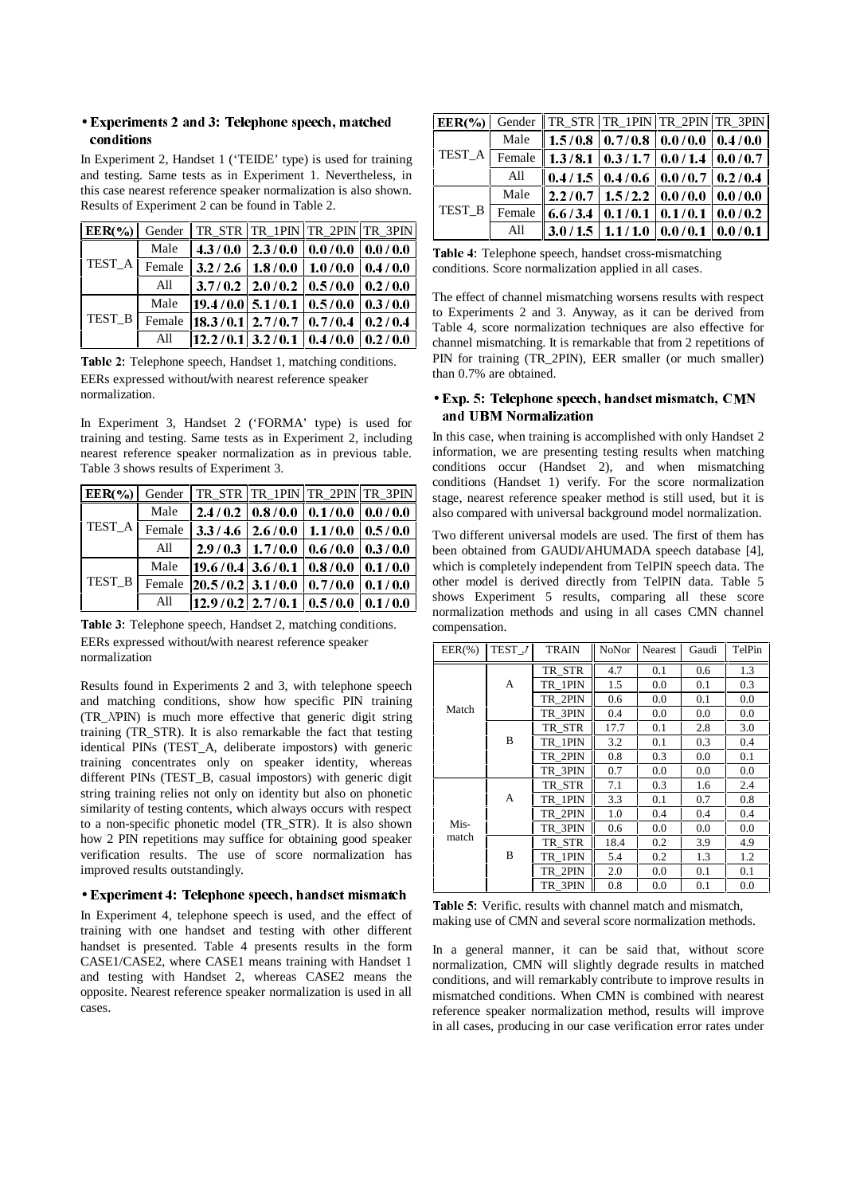### • Experiments 2 and 3: Telephone speech, matched conditions

In Experiment 2, Handset 1 ('TEIDE' type) is used for training and testing. Same tests as in Experiment 1. Nevertheless, in this case nearest reference speaker normalization is also shown. Results of Experiment 2 can be found in Table 2.

| EER(%) | Gender | TR_STR | TR_1PIN | TR_2PIN | TR_3PIN |
|---|---|---|---|---|---|
| TEST_A | Male | **4.3 / 0.0** | **2.3 / 0.0** | **0.0 / 0.0** | **0.0 / 0.0** |
| | Female | **3.2 / 2.6** | **1.8 / 0.0** | **1.0 / 0.0** | **0.4 / 0.0** |
| | All | **3.7 / 0.2** | **2.0 / 0.2** | **0.5 / 0.0** | **0.2 / 0.0** |
| TEST_B | Male | **19.4 / 0.0** | **5.1 / 0.1** | **0.5 / 0.0** | **0.3 / 0.0** |
| | Female | **18.3 / 0.1** | **2.7 / 0.7** | **0.7 / 0.4** | **0.2 / 0.4** |
| | All | **12.2 / 0.1** | **3.2 / 0.1** | **0.4 / 0.0** | **0.2 / 0.0** |

**Table 2**: Telephone speech, Handset 1, matching conditions. EERs expressed without/with nearest reference speaker normalization.

In Experiment 3, Handset 2 ('FORMA' type) is used for training and testing. Same tests as in Experiment 2, including nearest reference speaker normalization as in previous table. Table 3 shows results of Experiment 3.

| EER(%) | Gender | TR_STR | TR_1PIN | TR_2PIN | TR_3PIN |
|---|---|---|---|---|---|
| TEST_A | Male | **2.4 / 0.2** | **0.8 / 0.0** | **0.1 / 0.0** | **0.0 / 0.0** |
| | Female | **3.3 / 4.6** | **2.6 / 0.0** | **1.1 / 0.0** | **0.5 / 0.0** |
| | All | **2.9 / 0.3** | **1.7 / 0.0** | **0.6 / 0.0** | **0.3 / 0.0** |
| TEST_B | Male | **19.6 / 0.4** | **3.6 / 0.1** | **0.8 / 0.0** | **0.1 / 0.0** |
| | Female | **20.5 / 0.2** | **3.1 / 0.0** | **0.7 / 0.0** | **0.1 / 0.0** |
| | All | **12.9 / 0.2** | **2.7 / 0.1** | **0.5 / 0.0** | **0.1 / 0.0** |

**Table 3**: Telephone speech, Handset 2, matching conditions. EERs expressed without/with nearest reference speaker normalization

Results found in Experiments 2 and 3, with telephone speech and matching conditions, show how specific PIN training (TR_NPIN) is much more effective that generic digit string training (TR_STR). It is also remarkable the fact that testing identical PINs (TEST_A, deliberate impostors) with generic training concentrates only on speaker identity, whereas different PINs (TEST_B, casual impostors) with generic digit string training relies not only on identity but also on phonetic similarity of testing contents, which always occurs with respect to a non-specific phonetic model (TR_STR). It is also shown how 2 PIN repetitions may suffice for obtaining good speaker verification results. The use of score normalization has improved results outstandingly.

### • Experiment 4: Telephone speech, handset mismatch

In Experiment 4, telephone speech is used, and the effect of training with one handset and testing with other different handset is presented. Table 4 presents results in the form CASE1/CASE2, where CASE1 means training with Handset 1 and testing with Handset 2, whereas CASE2 means the opposite. Nearest reference speaker normalization is used in all cases.

| EER(%) | Gender | TR_STR | TR_1PIN | TR_2PIN | TR_3PIN |
|---|---|---|---|---|---|
| TEST_A | Male | **1.5 / 0.8** | **0.7 / 0.8** | **0.0 / 0.0** | **0.4 / 0.0** |
| | Female | **1.3 / 8.1** | **0.3 / 1.7** | **0.0 / 1.4** | **0.0 / 0.7** |
| | All | **0.4 / 1.5** | **0.4 / 0.6** | **0.0 / 0.7** | **0.2 / 0.4** |
| TEST_B | Male | **2.2 / 0.7** | **1.5 / 2.2** | **0.0 / 0.0** | **0.0 / 0.0** |
| | Female | **6.6 / 3.4** | **0.1 / 0.1** | **0.1 / 0.1** | **0.0 / 0.2** |
| | All | **3.0 / 1.5** | **1.1 / 1.0** | **0.0 / 0.1** | **0.0 / 0.1** |

**Table 4**: Telephone speech, handset cross-mismatching conditions. Score normalization applied in all cases.

The effect of channel mismatching worsens results with respect to Experiments 2 and 3. Anyway, as it can be derived from Table 4, score normalization techniques are also effective for channel mismatching. It is remarkable that from 2 repetitions of PIN for training (TR_2PIN), EER smaller (or much smaller) than 0.7% are obtained.

### • Exp. 5: Telephone speech, handset mismatch, CMN and UBM Normalization

In this case, when training is accomplished with only Handset 2 information, we are presenting testing results when matching conditions occur (Handset 2), and when mismatching conditions (Handset 1) verify. For the score normalization stage, nearest reference speaker method is still used, but it is also compared with universal background model normalization.

Two different universal models are used. The first of them has been obtained from GAUDI/AHUMADA speech database [4], which is completely independent from TelPIN speech data. The other model is derived directly from TelPIN data. Table 5 shows Experiment 5 results, comparing all these score normalization methods and using in all cases CMN channel compensation.

| EER(%) | TEST_J | TRAIN | NoNor | Nearest | Gaudi | TelPin |
|---|---|---|---|---|---|---|
| Match | A | TR_STR | 4.7 | 0.1 | 0.6 | 1.3 |
| | | TR_1PIN | 1.5 | 0.0 | 0.1 | 0.3 |
| | | TR_2PIN | 0.6 | 0.0 | 0.1 | 0.0 |
| | | TR_3PIN | 0.4 | 0.0 | 0.0 | 0.0 |
| | B | TR_STR | 17.7 | 0.1 | 2.8 | 3.0 |
| | | TR_1PIN | 3.2 | 0.1 | 0.3 | 0.4 |
| | | TR_2PIN | 0.8 | 0.3 | 0.0 | 0.1 |
| | | TR_3PIN | 0.7 | 0.0 | 0.0 | 0.0 |
| Mis-match | A | TR_STR | 7.1 | 0.3 | 1.6 | 2.4 |
| | | TR_1PIN | 3.3 | 0.1 | 0.7 | 0.8 |
| | | TR_2PIN | 1.0 | 0.4 | 0.4 | 0.4 |
| | | TR_3PIN | 0.6 | 0.0 | 0.0 | 0.0 |
| | B | TR_STR | 18.4 | 0.2 | 3.9 | 4.9 |
| | | TR_1PIN | 5.4 | 0.2 | 1.3 | 1.2 |
| | | TR_2PIN | 2.0 | 0.0 | 0.1 | 0.1 |
| | | TR_3PIN | 0.8 | 0.0 | 0.1 | 0.0 |

**Table 5**: Verific. results with channel match and mismatch, making use of CMN and several score normalization methods.

In a general manner, it can be said that, without score normalization, CMN will slightly degrade results in matched conditions, and will remarkably contribute to improve results in mismatched conditions. When CMN is combined with nearest reference speaker normalization method, results will improve in all cases, producing in our case verification error rates under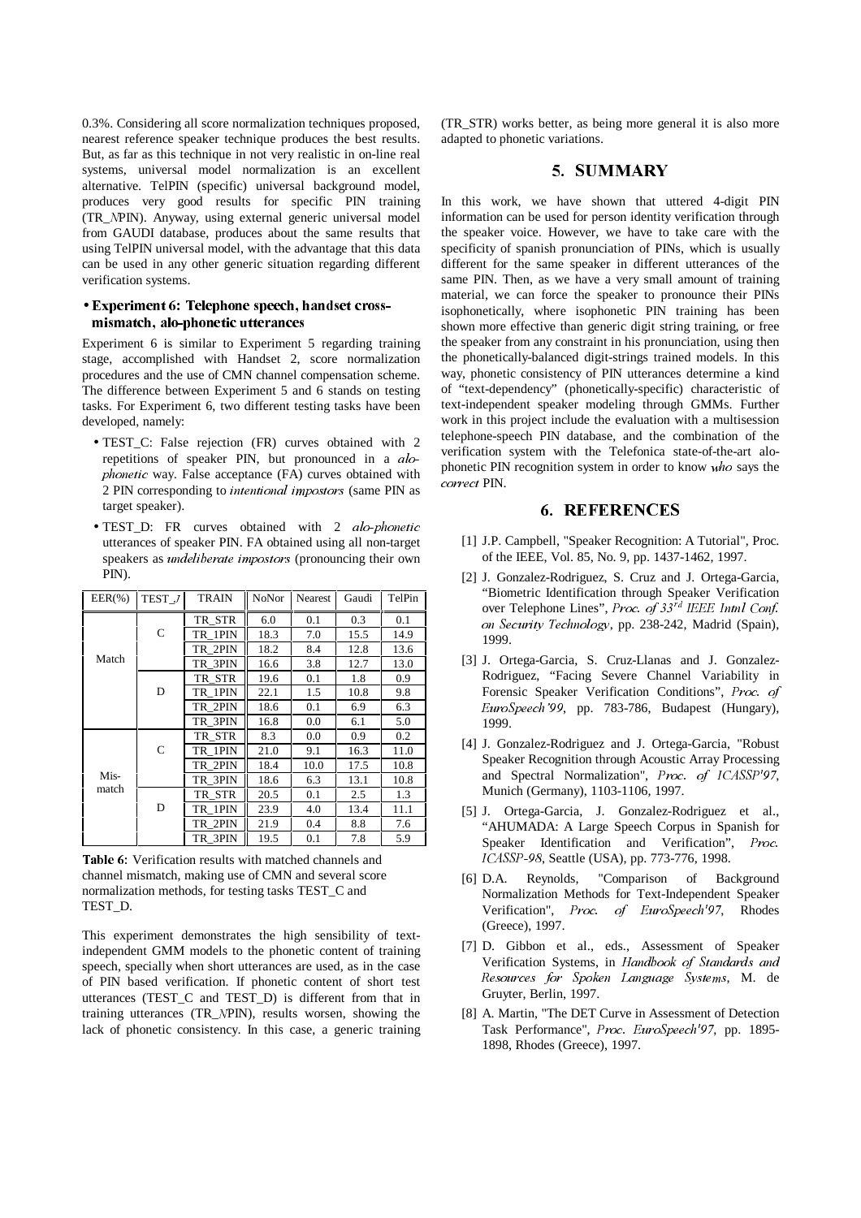0.3%. Considering all score normalization techniques proposed, nearest reference speaker technique produces the best results. But, as far as this technique in not very realistic in on-line real systems, universal model normalization is an excellent alternative. TelPIN (specific) universal background model, produces very good results for specific PIN training (TR_*N*PIN). Anyway, using external generic universal model from GAUDI database, produces about the same results that using TelPIN universal model, with the advantage that this data can be used in any other generic situation regarding different verification systems.

- **Experiment 6: Telephone speech, handset cross-mismatch, alo-phonetic utterances**

Experiment 6 is similar to Experiment 5 regarding training stage, accomplished with Handset 2, score normalization procedures and the use of CMN channel compensation scheme. The difference between Experiment 5 and 6 stands on testing tasks. For Experiment 6, two different testing tasks have been developed, namely:

- TEST_C: False rejection (FR) curves obtained with 2 repetitions of speaker PIN, but pronounced in a *alo-phonetic* way. False acceptance (FA) curves obtained with 2 PIN corresponding to *intentional impostors* (same PIN as target speaker).
- TEST_D: FR curves obtained with 2 *alo-phonetic* utterances of speaker PIN. FA obtained using all non-target speakers as *undeliberate impostors* (pronouncing their own PIN).

| EER(%) | TEST_*J* | TRAIN | NoNor | Nearest | Gaudi | TelPin |
|---|---|---|---|---|---|---|
| Match | C | TR_STR | 6.0 | 0.1 | 0.3 | 0.1 |
| | | TR_1PIN | 18.3 | 7.0 | 15.5 | 14.9 |
| | | TR_2PIN | 18.2 | 8.4 | 12.8 | 13.6 |
| | | TR_3PIN | 16.6 | 3.8 | 12.7 | 13.0 |
| | D | TR_STR | 19.6 | 0.1 | 1.8 | 0.9 |
| | | TR_1PIN | 22.1 | 1.5 | 10.8 | 9.8 |
| | | TR_2PIN | 18.6 | 0.1 | 6.9 | 6.3 |
| | | TR_3PIN | 16.8 | 0.0 | 6.1 | 5.0 |
| Mis-match | C | TR_STR | 8.3 | 0.0 | 0.9 | 0.2 |
| | | TR_1PIN | 21.0 | 9.1 | 16.3 | 11.0 |
| | | TR_2PIN | 18.4 | 10.0 | 17.5 | 10.8 |
| | | TR_3PIN | 18.6 | 6.3 | 13.1 | 10.8 |
| | D | TR_STR | 20.5 | 0.1 | 2.5 | 1.3 |
| | | TR_1PIN | 23.9 | 4.0 | 13.4 | 11.1 |
| | | TR_2PIN | 21.9 | 0.4 | 8.8 | 7.6 |
| | | TR_3PIN | 19.5 | 0.1 | 7.8 | 5.9 |

**Table 6:** Verification results with matched channels and channel mismatch, making use of CMN and several score normalization methods, for testing tasks TEST_C and TEST_D.

This experiment demonstrates the high sensibility of text-independent GMM models to the phonetic content of training speech, specially when short utterances are used, as in the case of PIN based verification. If phonetic content of short test utterances (TEST_C and TEST_D) is different from that in training utterances (TR_*N*PIN), results worsen, showing the lack of phonetic consistency. In this case, a generic training (TR_STR) works better, as being more general it is also more adapted to phonetic variations.

## 5. SUMMARY

In this work, we have shown that uttered 4-digit PIN information can be used for person identity verification through the speaker voice. However, we have to take care with the specificity of spanish pronunciation of PINs, which is usually different for the same speaker in different utterances of the same PIN. Then, as we have a very small amount of training material, we can force the speaker to pronounce their PINs isophonetically, where isophonetic PIN training has been shown more effective than generic digit string training, or free the speaker from any constraint in his pronunciation, using then the phonetically-balanced digit-strings trained models. In this way, phonetic consistency of PIN utterances determine a kind of "text-dependency" (phonetically-specific) characteristic of text-independent speaker modeling through GMMs. Further work in this project include the evaluation with a multisession telephone-speech PIN database, and the combination of the verification system with the Telefonica state-of-the-art alo-phonetic PIN recognition system in order to know *who* says the *correct* PIN.

## 6. REFERENCES

[1] J.P. Campbell, "Speaker Recognition: A Tutorial", Proc. of the IEEE, Vol. 85, No. 9, pp. 1437-1462, 1997.

[2] J. Gonzalez-Rodriguez, S. Cruz and J. Ortega-Garcia, "Biometric Identification through Speaker Verification over Telephone Lines", *Proc. of 33rd IEEE Intnl Conf. on Security Technology*, pp. 238-242, Madrid (Spain), 1999.

[3] J. Ortega-Garcia, S. Cruz-Llanas and J. Gonzalez-Rodriguez, "Facing Severe Channel Variability in Forensic Speaker Verification Conditions", *Proc. of EuroSpeech'99*, pp. 783-786, Budapest (Hungary), 1999.

[4] J. Gonzalez-Rodriguez and J. Ortega-Garcia, "Robust Speaker Recognition through Acoustic Array Processing and Spectral Normalization", *Proc. of ICASSP'97*, Munich (Germany), 1103-1106, 1997.

[5] J. Ortega-Garcia, J. Gonzalez-Rodriguez et al., "AHUMADA: A Large Speech Corpus in Spanish for Speaker Identification and Verification", *Proc. ICASSP-98*, Seattle (USA), pp. 773-776, 1998.

[6] D.A. Reynolds, "Comparison of Background Normalization Methods for Text-Independent Speaker Verification", *Proc. of EuroSpeech'97*, Rhodes (Greece), 1997.

[7] D. Gibbon et al., eds., Assessment of Speaker Verification Systems, in *Handbook of Standards and Resources for Spoken Language Systems*, M. de Gruyter, Berlin, 1997.

[8] A. Martin, "The DET Curve in Assessment of Detection Task Performance", *Proc. EuroSpeech'97*, pp. 1895-1898, Rhodes (Greece), 1997.